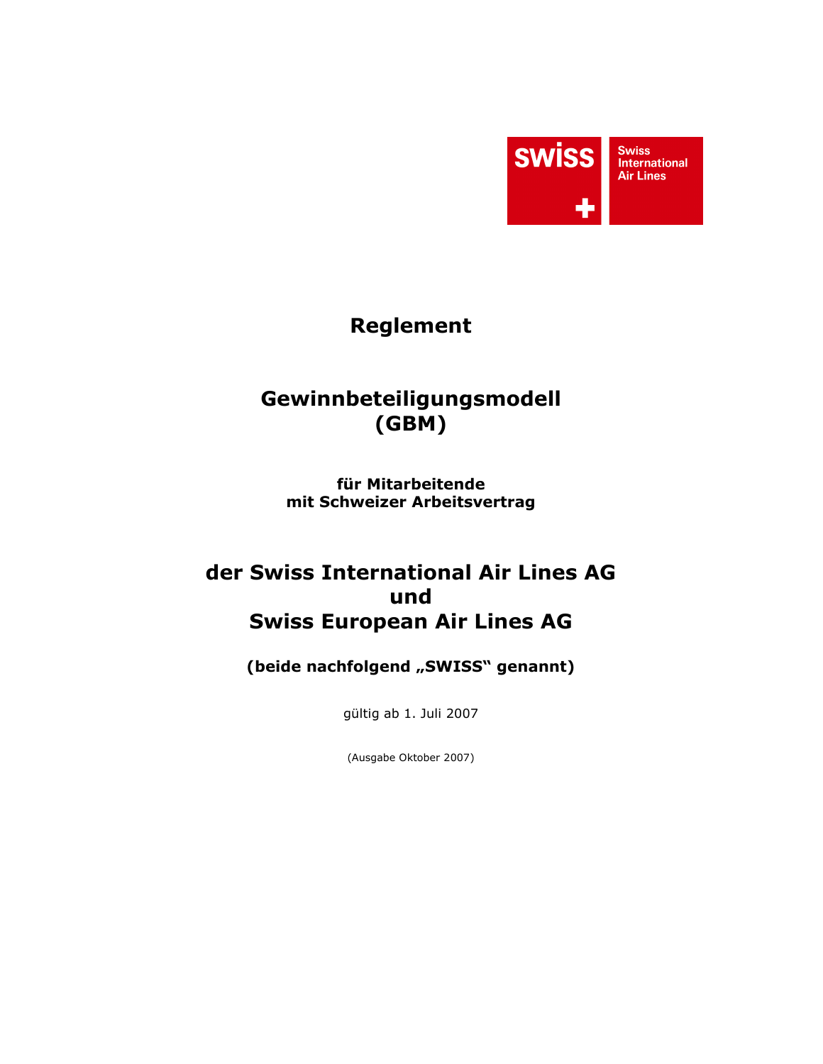swiss

Swiss International Air Lines

# Reglement

# Gewinnbeteiligungsmodell (GBM)

### für Mitarbeitende mit Schweizer Arbeitsvertrag

## der Swiss International Air Lines AG und Swiss European Air Lines AG

**(beide nachfolgend „SWISS“ genannt)**

gültig ab 1. Juli 2007

(Ausgabe Oktober 2007)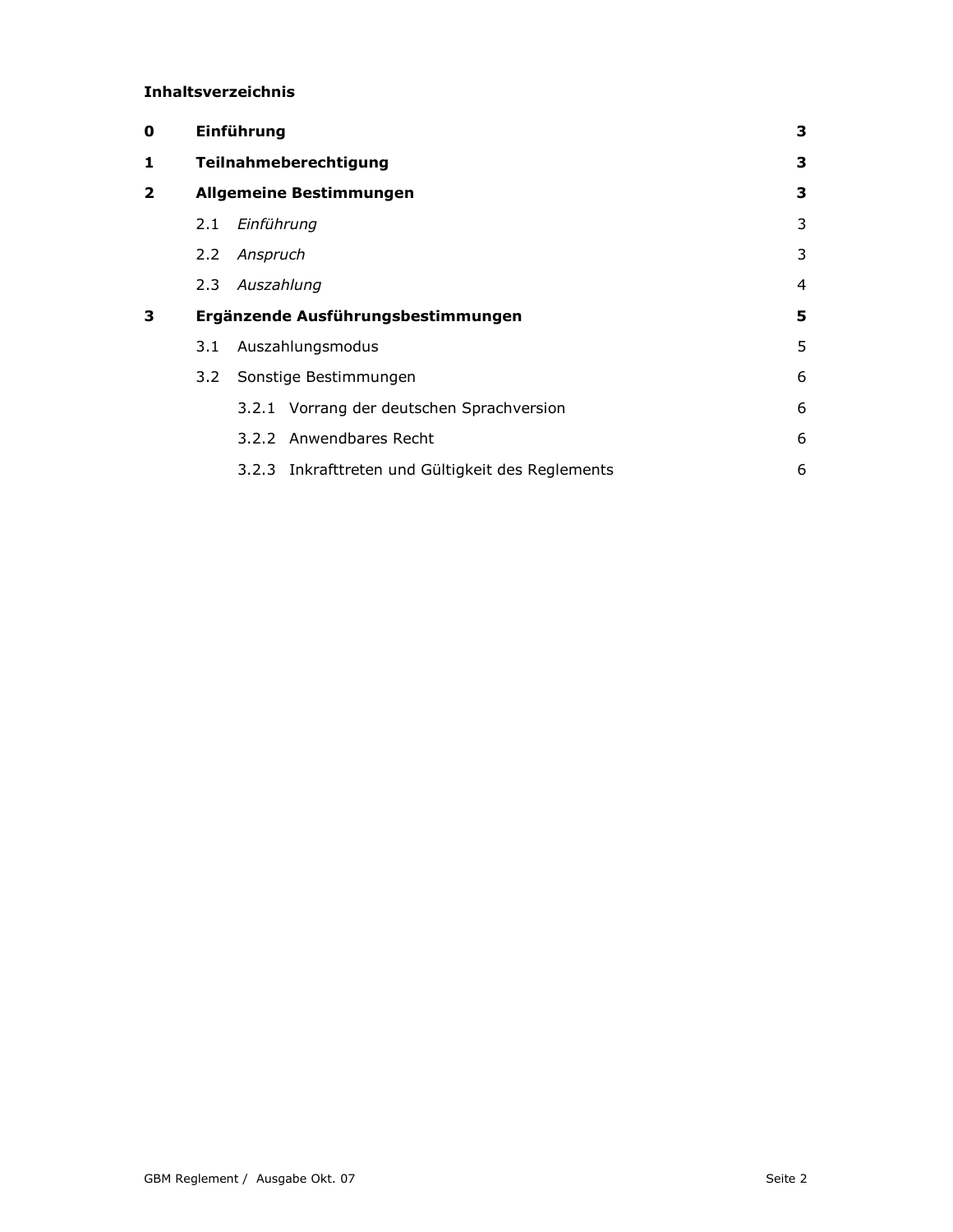**Inhaltsverzeichnis**

| | | |
|---|---|---|
| **0** | **Einführung** | **3** |
| **1** | **Teilnahmeberechtigung** | **3** |
| **2** | **Allgemeine Bestimmungen** | **3** |
| | 2.1 *Einführung* | 3 |
| | 2.2 *Anspruch* | 3 |
| | 2.3 *Auszahlung* | 4 |
| **3** | **Ergänzende Ausführungsbestimmungen** | **5** |
| | 3.1 Auszahlungsmodus | 5 |
| | 3.2 Sonstige Bestimmungen | 6 |
| | 3.2.1 Vorrang der deutschen Sprachversion | 6 |
| | 3.2.2 Anwendbares Recht | 6 |
| | 3.2.3 Inkrafttreten und Gültigkeit des Reglements | 6 |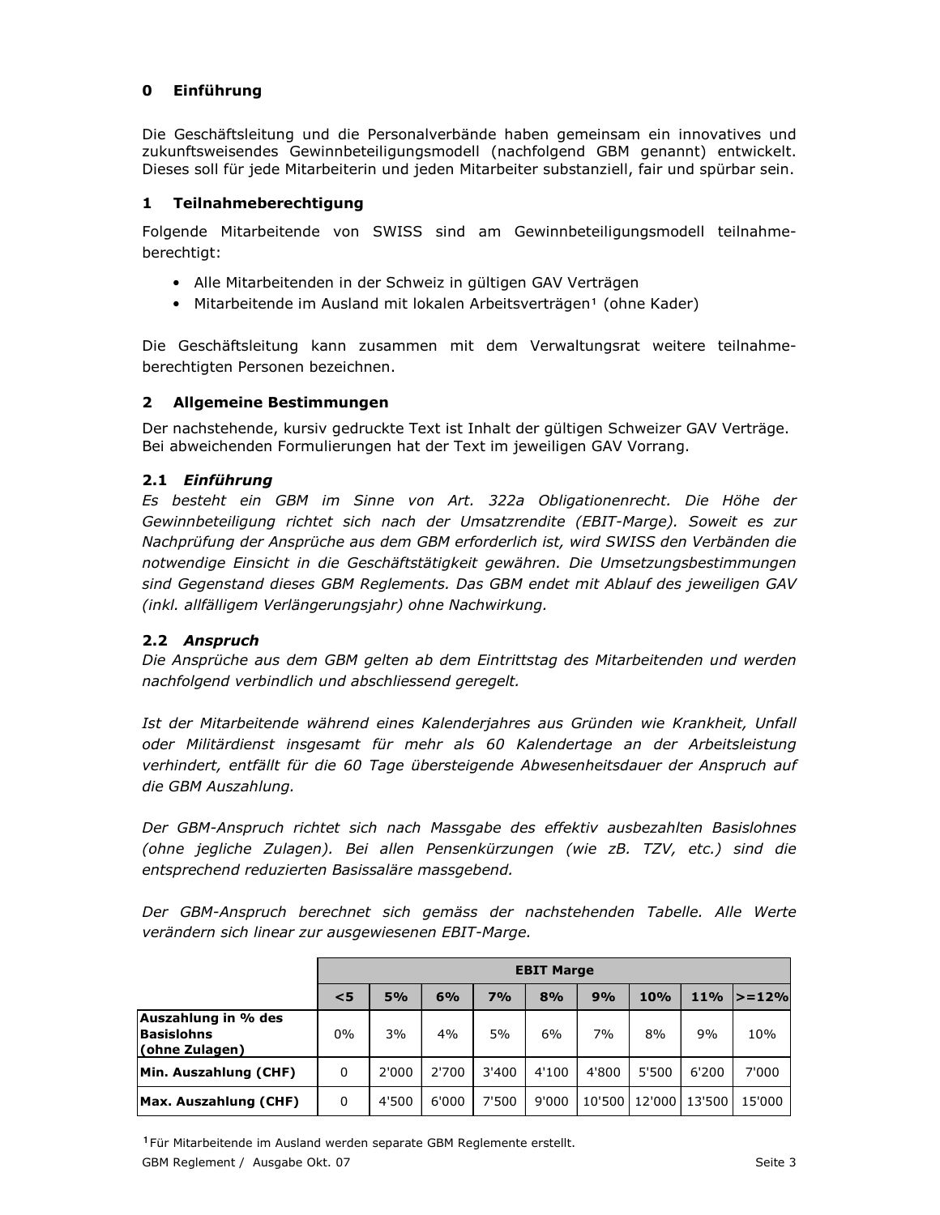## 0 Einführung

Die Geschäftsleitung und die Personalverbände haben gemeinsam ein innovatives und zukunftsweisendes Gewinnbeteiligungsmodell (nachfolgend GBM genannt) entwickelt. Dieses soll für jede Mitarbeiterin und jeden Mitarbeiter substanziell, fair und spürbar sein.

## 1 Teilnahmeberechtigung

Folgende Mitarbeitende von SWISS sind am Gewinnbeteiligungsmodell teilnahmeberechtigt:

- Alle Mitarbeitenden in der Schweiz in gültigen GAV Verträgen
- Mitarbeitende im Ausland mit lokalen Arbeitsverträgen[1] (ohne Kader)

Die Geschäftsleitung kann zusammen mit dem Verwaltungsrat weitere teilnahmeberechtigten Personen bezeichnen.

## 2 Allgemeine Bestimmungen

Der nachstehende, kursiv gedruckte Text ist Inhalt der gültigen Schweizer GAV Verträge. Bei abweichenden Formulierungen hat der Text im jeweiligen GAV Vorrang.

### 2.1 *Einführung*

*Es besteht ein GBM im Sinne von Art. 322a Obligationenrecht. Die Höhe der Gewinnbeteiligung richtet sich nach der Umsatzrendite (EBIT-Marge). Soweit es zur Nachprüfung der Ansprüche aus dem GBM erforderlich ist, wird SWISS den Verbänden die notwendige Einsicht in die Geschäftstätigkeit gewähren. Die Umsetzungsbestimmungen sind Gegenstand dieses GBM Reglements. Das GBM endet mit Ablauf des jeweiligen GAV (inkl. allfälligem Verlängerungsjahr) ohne Nachwirkung.*

### 2.2 *Anspruch*

*Die Ansprüche aus dem GBM gelten ab dem Eintrittstag des Mitarbeitenden und werden nachfolgend verbindlich und abschliessend geregelt.*

*Ist der Mitarbeitende während eines Kalenderjahres aus Gründen wie Krankheit, Unfall oder Militärdienst insgesamt für mehr als 60 Kalendertage an der Arbeitsleistung verhindert, entfällt für die 60 Tage übersteigende Abwesenheitsdauer der Anspruch auf die GBM Auszahlung.*

*Der GBM-Anspruch richtet sich nach Massgabe des effektiv ausbezahlten Basislohnes (ohne jegliche Zulagen). Bei allen Pensenkürzungen (wie zB. TZV, etc.) sind die entsprechend reduzierten Basissaläre massgebend.*

*Der GBM-Anspruch berechnet sich gemäss der nachstehenden Tabelle. Alle Werte verändern sich linear zur ausgewiesenen EBIT-Marge.*

| | **EBIT Marge** | | | | | | | | |
|---|---|---|---|---|---|---|---|---|---|
| | **<5** | **5%** | **6%** | **7%** | **8%** | **9%** | **10%** | **11%** | **>=12%** |
| **Auszahlung in % des Basislohns (ohne Zulagen)** | 0% | 3% | 4% | 5% | 6% | 7% | 8% | 9% | 10% |
| **Min. Auszahlung (CHF)** | 0 | 2'000 | 2'700 | 3'400 | 4'100 | 4'800 | 5'500 | 6'200 | 7'000 |
| **Max. Auszahlung (CHF)** | 0 | 4'500 | 6'000 | 7'500 | 9'000 | 10'500 | 12'000 | 13'500 | 15'000 |

[1] Für Mitarbeitende im Ausland werden separate GBM Reglemente erstellt.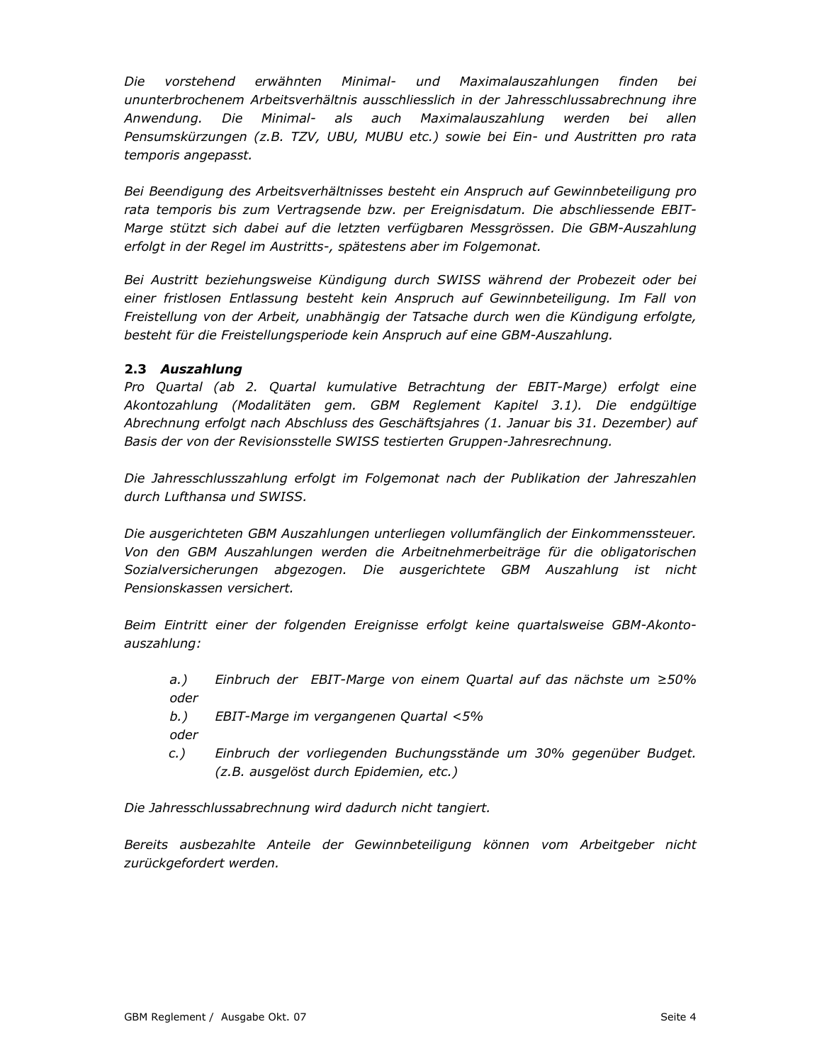*Die vorstehend erwähnten Minimal- und Maximalauszahlungen finden bei ununterbrochenem Arbeitsverhältnis ausschliesslich in der Jahresschlussabrechnung ihre Anwendung. Die Minimal- als auch Maximalauszahlung werden bei allen Pensumskürzungen (z.B. TZV, UBU, MUBU etc.) sowie bei Ein- und Austritten pro rata temporis angepasst.*

*Bei Beendigung des Arbeitsverhältnisses besteht ein Anspruch auf Gewinnbeteiligung pro rata temporis bis zum Vertragsende bzw. per Ereignisdatum. Die abschliessende EBIT-Marge stützt sich dabei auf die letzten verfügbaren Messgrössen. Die GBM-Auszahlung erfolgt in der Regel im Austritts-, spätestens aber im Folgemonat.*

*Bei Austritt beziehungsweise Kündigung durch SWISS während der Probezeit oder bei einer fristlosen Entlassung besteht kein Anspruch auf Gewinnbeteiligung. Im Fall von Freistellung von der Arbeit, unabhängig der Tatsache durch wen die Kündigung erfolgte, besteht für die Freistellungsperiode kein Anspruch auf eine GBM-Auszahlung.*

### 2.3 *Auszahlung*

*Pro Quartal (ab 2. Quartal kumulative Betrachtung der EBIT-Marge) erfolgt eine Akontozahlung (Modalitäten gem. GBM Reglement Kapitel 3.1). Die endgültige Abrechnung erfolgt nach Abschluss des Geschäftsjahres (1. Januar bis 31. Dezember) auf Basis der von der Revisionsstelle SWISS testierten Gruppen-Jahresrechnung.*

*Die Jahresschlusszahlung erfolgt im Folgemonat nach der Publikation der Jahreszahlen durch Lufthansa und SWISS.*

*Die ausgerichteten GBM Auszahlungen unterliegen vollumfänglich der Einkommenssteuer. Von den GBM Auszahlungen werden die Arbeitnehmerbeiträge für die obligatorischen Sozialversicherungen abgezogen. Die ausgerichtete GBM Auszahlung ist nicht Pensionskassen versichert.*

*Beim Eintritt einer der folgenden Ereignisse erfolgt keine quartalsweise GBM-Akonto-auszahlung:*

*a.) Einbruch der EBIT-Marge von einem Quartal auf das nächste um ≥50%*
*oder*
*b.) EBIT-Marge im vergangenen Quartal <5%*
*oder*
*c.) Einbruch der vorliegenden Buchungsstände um 30% gegenüber Budget. (z.B. ausgelöst durch Epidemien, etc.)*

*Die Jahresschlussabrechnung wird dadurch nicht tangiert.*

*Bereits ausbezahlte Anteile der Gewinnbeteiligung können vom Arbeitgeber nicht zurückgefordert werden.*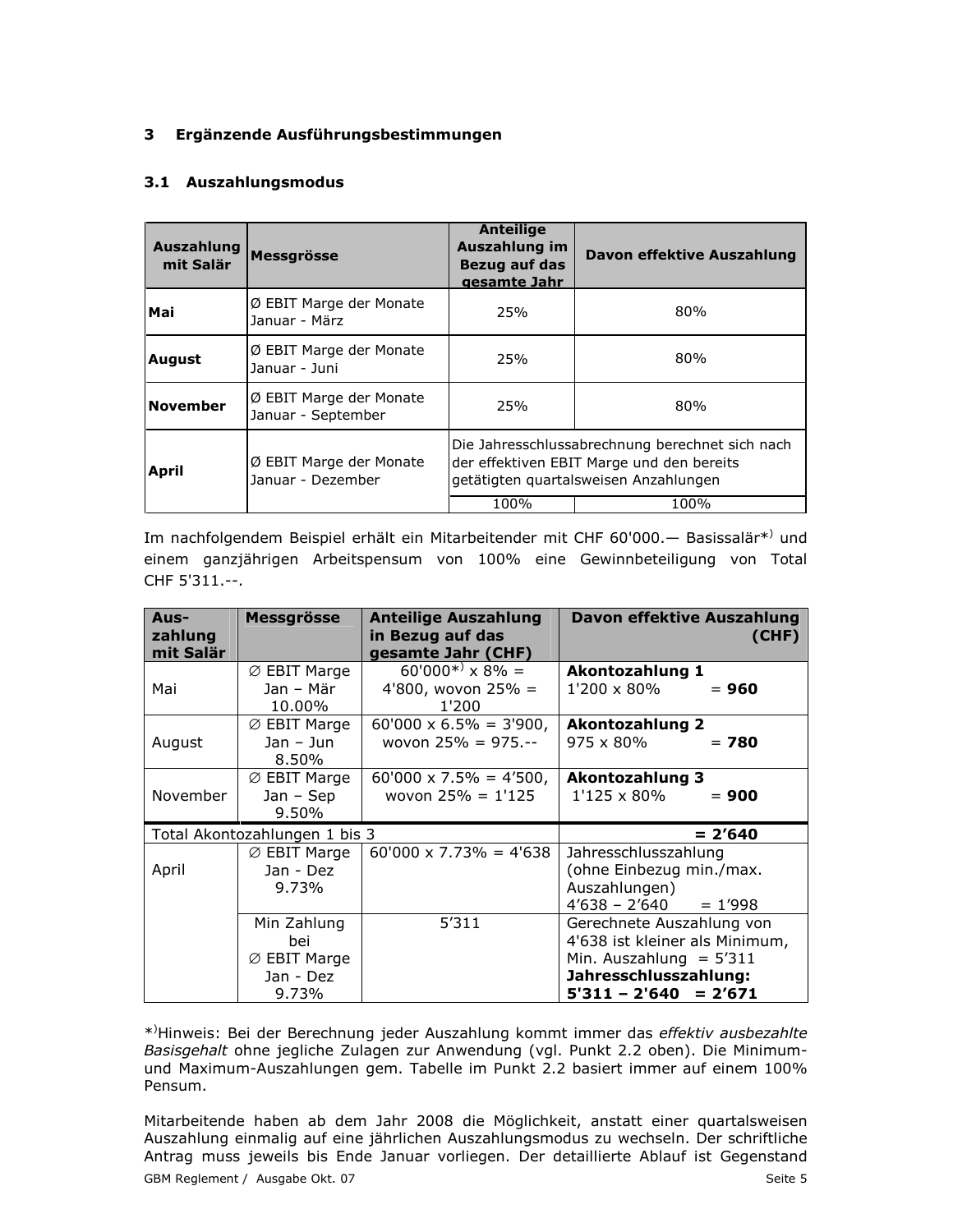## 3 Ergänzende Ausführungsbestimmungen

### 3.1 Auszahlungsmodus

| Auszahlung mit Salär | Messgrösse | Anteilige Auszahlung im Bezug auf das gesamte Jahr | Davon effektive Auszahlung |
|---|---|---|---|
| **Mai** | Ø EBIT Marge der Monate Januar - März | 25% | 80% |
| **August** | Ø EBIT Marge der Monate Januar - Juni | 25% | 80% |
| **November** | Ø EBIT Marge der Monate Januar - September | 25% | 80% |
| **April** | Ø EBIT Marge der Monate Januar - Dezember | Die Jahresschlussabrechnung berechnet sich nach der effektiven EBIT Marge und den bereits getätigten quartalsweisen Anzahlungen | |
| | | 100% | 100% |

Im nachfolgendem Beispiel erhält ein Mitarbeitender mit CHF 60'000.— Basissalär*) und einem ganzjährigen Arbeitspensum von 100% eine Gewinnbeteiligung von Total CHF 5'311.--.

| Aus-zahlung mit Salär | Messgrösse | Anteilige Auszahlung in Bezug auf das gesamte Jahr (CHF) | Davon effektive Auszahlung (CHF) |
|---|---|---|---|
| Mai | ∅ EBIT Marge Jan – Mär 10.00% | 60'000*) x 8% = 4'800, wovon 25% = 1'200 | **Akontozahlung 1** 1'200 x 80% = **960** |
| August | ∅ EBIT Marge Jan – Jun 8.50% | 60'000 x 6.5% = 3'900, wovon 25% = 975.-- | **Akontozahlung 2** 975 x 80% = **780** |
| November | ∅ EBIT Marge Jan – Sep 9.50% | 60'000 x 7.5% = 4'500, wovon 25% = 1'125 | **Akontozahlung 3** 1'125 x 80% = **900** |
| Total Akontozahlungen 1 bis 3 | | | **= 2'640** |
| April | ∅ EBIT Marge Jan - Dez 9.73% | 60'000 x 7.73% = 4'638 | Jahresschlusszahlung (ohne Einbezug min./max. Auszahlungen) 4'638 – 2'640 = 1'998 |
| | Min Zahlung bei ∅ EBIT Marge Jan - Dez 9.73% | 5'311 | Gerechnete Auszahlung von 4'638 ist kleiner als Minimum, Min. Auszahlung = 5'311 **Jahresschlusszahlung: 5'311 – 2'640 = 2'671** |

*)Hinweis: Bei der Berechnung jeder Auszahlung kommt immer das *effektiv ausbezahlte Basisgehalt* ohne jegliche Zulagen zur Anwendung (vgl. Punkt 2.2 oben). Die Minimum- und Maximum-Auszahlungen gem. Tabelle im Punkt 2.2 basiert immer auf einem 100% Pensum.

Mitarbeitende haben ab dem Jahr 2008 die Möglichkeit, anstatt einer quartalsweisen Auszahlung einmalig auf eine jährlichen Auszahlungsmodus zu wechseln. Der schriftliche Antrag muss jeweils bis Ende Januar vorliegen. Der detaillierte Ablauf ist Gegenstand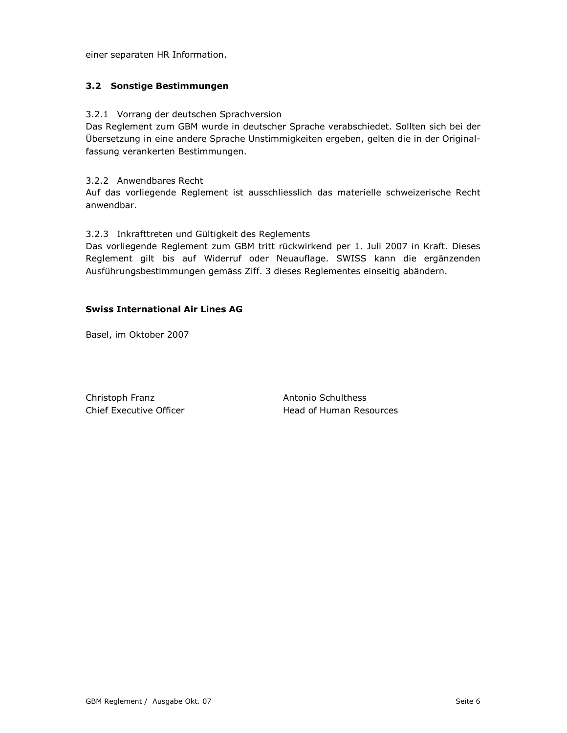einer separaten HR Information.

### 3.2 Sonstige Bestimmungen

3.2.1 Vorrang der deutschen Sprachversion
Das Reglement zum GBM wurde in deutscher Sprache verabschiedet. Sollten sich bei der Übersetzung in eine andere Sprache Unstimmigkeiten ergeben, gelten die in der Originalfassung verankerten Bestimmungen.

3.2.2 Anwendbares Recht
Auf das vorliegende Reglement ist ausschliesslich das materielle schweizerische Recht anwendbar.

3.2.3 Inkrafttreten und Gültigkeit des Reglements
Das vorliegende Reglement zum GBM tritt rückwirkend per 1. Juli 2007 in Kraft. Dieses Reglement gilt bis auf Widerruf oder Neuauflage. SWISS kann die ergänzenden Ausführungsbestimmungen gemäss Ziff. 3 dieses Reglementes einseitig abändern.

**Swiss International Air Lines AG**

Basel, im Oktober 2007

Christoph Franz
Chief Executive Officer

Antonio Schulthess
Head of Human Resources